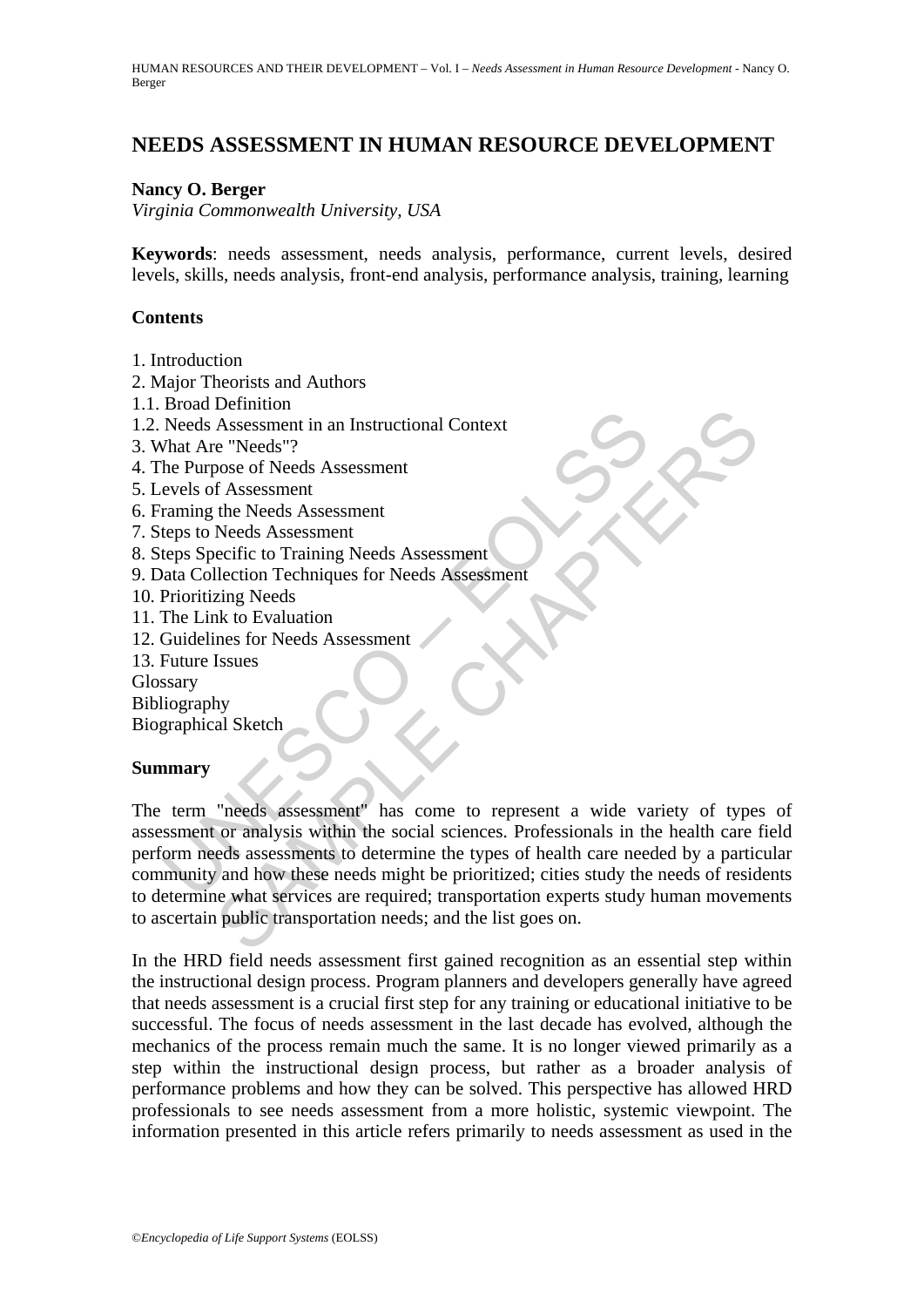# NEEDS ASSESSMENT IN HUMAN RESOURCE DEVELOPMENT

**Nancy O. Berger**
*Virginia Commonwealth University, USA*

**Keywords**: needs assessment, needs analysis, performance, current levels, desired levels, skills, needs analysis, front-end analysis, performance analysis, training, learning

## Contents

1. Introduction
2. Major Theorists and Authors
1.1. Broad Definition
1.2. Needs Assessment in an Instructional Context
3. What Are "Needs"?
4. The Purpose of Needs Assessment
5. Levels of Assessment
6. Framing the Needs Assessment
7. Steps to Needs Assessment
8. Steps Specific to Training Needs Assessment
9. Data Collection Techniques for Needs Assessment
10. Prioritizing Needs
11. The Link to Evaluation
12. Guidelines for Needs Assessment
13. Future Issues

Glossary
Bibliography
Biographical Sketch

## Summary

The term "needs assessment" has come to represent a wide variety of types of assessment or analysis within the social sciences. Professionals in the health care field perform needs assessments to determine the types of health care needed by a particular community and how these needs might be prioritized; cities study the needs of residents to determine what services are required; transportation experts study human movements to ascertain public transportation needs; and the list goes on.

In the HRD field needs assessment first gained recognition as an essential step within the instructional design process. Program planners and developers generally have agreed that needs assessment is a crucial first step for any training or educational initiative to be successful. The focus of needs assessment in the last decade has evolved, although the mechanics of the process remain much the same. It is no longer viewed primarily as a step within the instructional design process, but rather as a broader analysis of performance problems and how they can be solved. This perspective has allowed HRD professionals to see needs assessment from a more holistic, systemic viewpoint. The information presented in this article refers primarily to needs assessment as used in the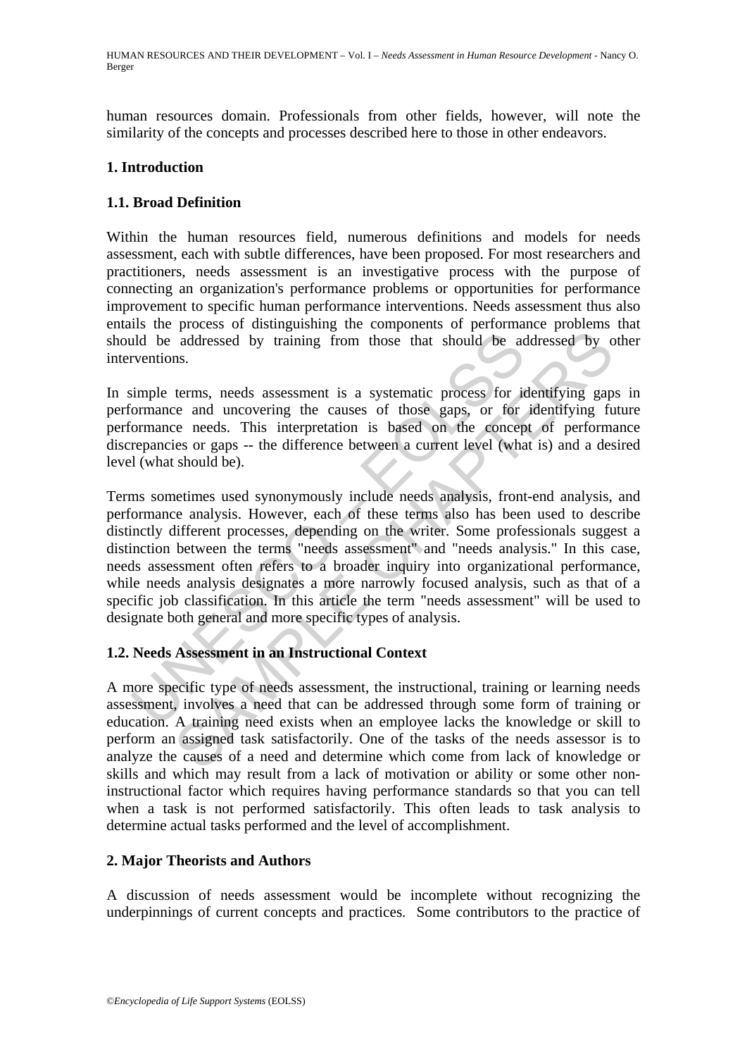human resources domain. Professionals from other fields, however, will note the similarity of the concepts and processes described here to those in other endeavors.

## 1. Introduction

### 1.1. Broad Definition

Within the human resources field, numerous definitions and models for needs assessment, each with subtle differences, have been proposed. For most researchers and practitioners, needs assessment is an investigative process with the purpose of connecting an organization's performance problems or opportunities for performance improvement to specific human performance interventions. Needs assessment thus also entails the process of distinguishing the components of performance problems that should be addressed by training from those that should be addressed by other interventions.

In simple terms, needs assessment is a systematic process for identifying gaps in performance and uncovering the causes of those gaps, or for identifying future performance needs. This interpretation is based on the concept of performance discrepancies or gaps -- the difference between a current level (what is) and a desired level (what should be).

Terms sometimes used synonymously include needs analysis, front-end analysis, and performance analysis. However, each of these terms also has been used to describe distinctly different processes, depending on the writer. Some professionals suggest a distinction between the terms "needs assessment" and "needs analysis." In this case, needs assessment often refers to a broader inquiry into organizational performance, while needs analysis designates a more narrowly focused analysis, such as that of a specific job classification. In this article the term "needs assessment" will be used to designate both general and more specific types of analysis.

### 1.2. Needs Assessment in an Instructional Context

A more specific type of needs assessment, the instructional, training or learning needs assessment, involves a need that can be addressed through some form of training or education. A training need exists when an employee lacks the knowledge or skill to perform an assigned task satisfactorily. One of the tasks of the needs assessor is to analyze the causes of a need and determine which come from lack of knowledge or skills and which may result from a lack of motivation or ability or some other non-instructional factor which requires having performance standards so that you can tell when a task is not performed satisfactorily. This often leads to task analysis to determine actual tasks performed and the level of accomplishment.

## 2. Major Theorists and Authors

A discussion of needs assessment would be incomplete without recognizing the underpinnings of current concepts and practices. Some contributors to the practice of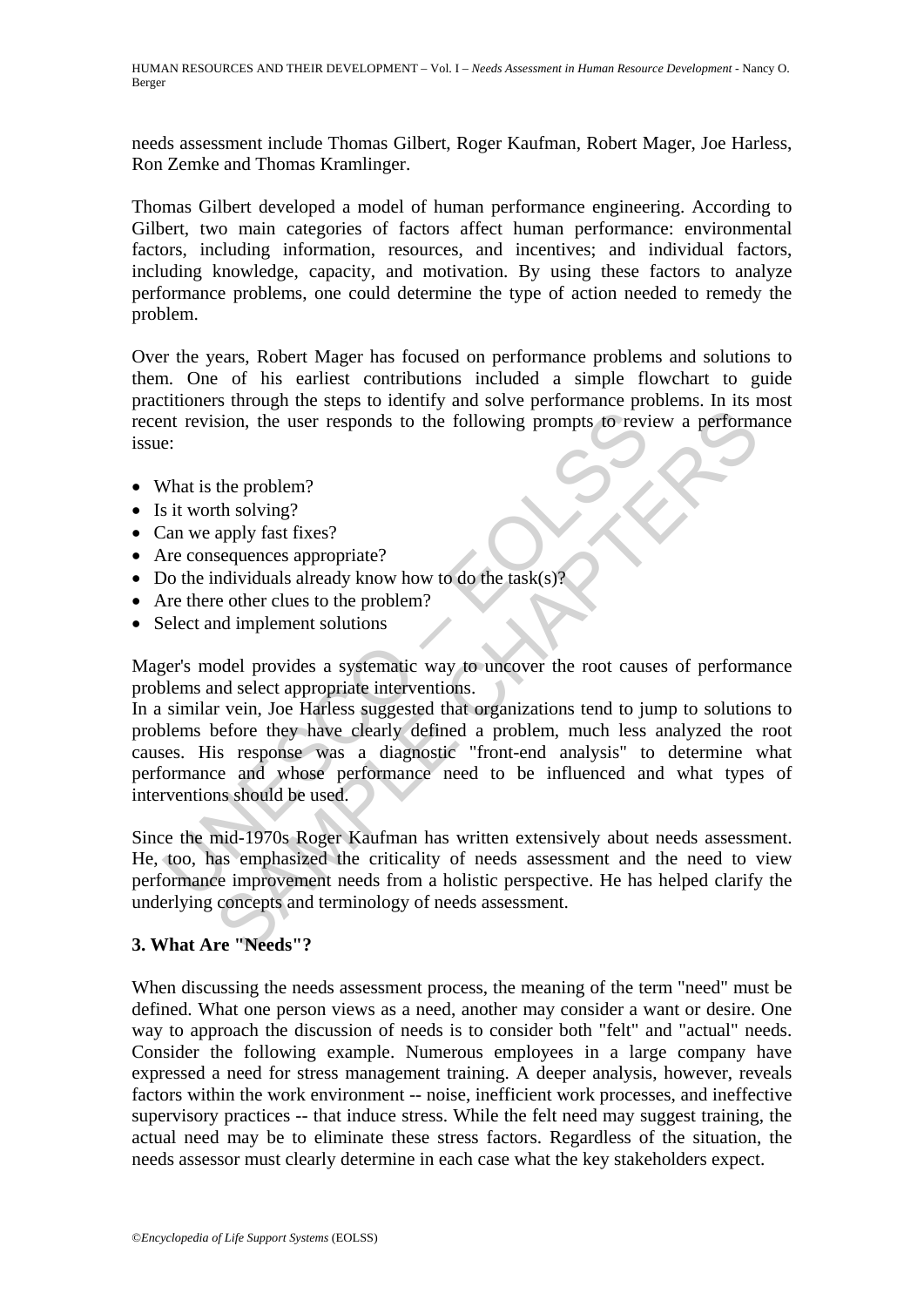needs assessment include Thomas Gilbert, Roger Kaufman, Robert Mager, Joe Harless, Ron Zemke and Thomas Kramlinger.

Thomas Gilbert developed a model of human performance engineering. According to Gilbert, two main categories of factors affect human performance: environmental factors, including information, resources, and incentives; and individual factors, including knowledge, capacity, and motivation. By using these factors to analyze performance problems, one could determine the type of action needed to remedy the problem.

Over the years, Robert Mager has focused on performance problems and solutions to them. One of his earliest contributions included a simple flowchart to guide practitioners through the steps to identify and solve performance problems. In its most recent revision, the user responds to the following prompts to review a performance issue:

- What is the problem?
- Is it worth solving?
- Can we apply fast fixes?
- Are consequences appropriate?
- Do the individuals already know how to do the task(s)?
- Are there other clues to the problem?
- Select and implement solutions

Mager's model provides a systematic way to uncover the root causes of performance problems and select appropriate interventions.
In a similar vein, Joe Harless suggested that organizations tend to jump to solutions to problems before they have clearly defined a problem, much less analyzed the root causes. His response was a diagnostic "front-end analysis" to determine what performance and whose performance need to be influenced and what types of interventions should be used.

Since the mid-1970s Roger Kaufman has written extensively about needs assessment. He, too, has emphasized the criticality of needs assessment and the need to view performance improvement needs from a holistic perspective. He has helped clarify the underlying concepts and terminology of needs assessment.

## 3. What Are "Needs"?

When discussing the needs assessment process, the meaning of the term "need" must be defined. What one person views as a need, another may consider a want or desire. One way to approach the discussion of needs is to consider both "felt" and "actual" needs. Consider the following example. Numerous employees in a large company have expressed a need for stress management training. A deeper analysis, however, reveals factors within the work environment -- noise, inefficient work processes, and ineffective supervisory practices -- that induce stress. While the felt need may suggest training, the actual need may be to eliminate these stress factors. Regardless of the situation, the needs assessor must clearly determine in each case what the key stakeholders expect.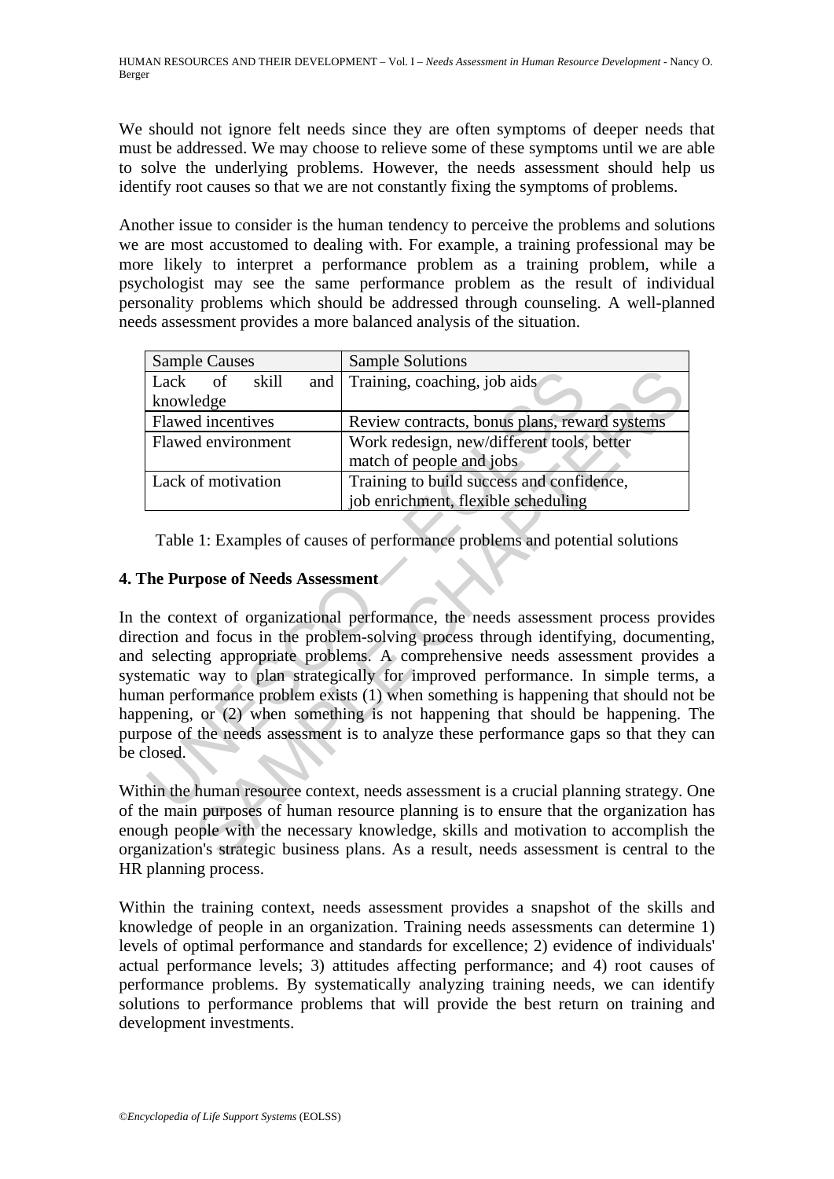We should not ignore felt needs since they are often symptoms of deeper needs that must be addressed. We may choose to relieve some of these symptoms until we are able to solve the underlying problems. However, the needs assessment should help us identify root causes so that we are not constantly fixing the symptoms of problems.

Another issue to consider is the human tendency to perceive the problems and solutions we are most accustomed to dealing with. For example, a training professional may be more likely to interpret a performance problem as a training problem, while a psychologist may see the same performance problem as the result of individual personality problems which should be addressed through counseling. A well-planned needs assessment provides a more balanced analysis of the situation.

| Sample Causes | Sample Solutions |
|---|---|
| Lack of skill and knowledge | Training, coaching, job aids |
| Flawed incentives | Review contracts, bonus plans, reward systems |
| Flawed environment | Work redesign, new/different tools, better match of people and jobs |
| Lack of motivation | Training to build success and confidence, job enrichment, flexible scheduling |

Table 1: Examples of causes of performance problems and potential solutions

## 4. The Purpose of Needs Assessment

In the context of organizational performance, the needs assessment process provides direction and focus in the problem-solving process through identifying, documenting, and selecting appropriate problems. A comprehensive needs assessment provides a systematic way to plan strategically for improved performance. In simple terms, a human performance problem exists (1) when something is happening that should not be happening, or (2) when something is not happening that should be happening. The purpose of the needs assessment is to analyze these performance gaps so that they can be closed.

Within the human resource context, needs assessment is a crucial planning strategy. One of the main purposes of human resource planning is to ensure that the organization has enough people with the necessary knowledge, skills and motivation to accomplish the organization's strategic business plans. As a result, needs assessment is central to the HR planning process.

Within the training context, needs assessment provides a snapshot of the skills and knowledge of people in an organization. Training needs assessments can determine 1) levels of optimal performance and standards for excellence; 2) evidence of individuals' actual performance levels; 3) attitudes affecting performance; and 4) root causes of performance problems. By systematically analyzing training needs, we can identify solutions to performance problems that will provide the best return on training and development investments.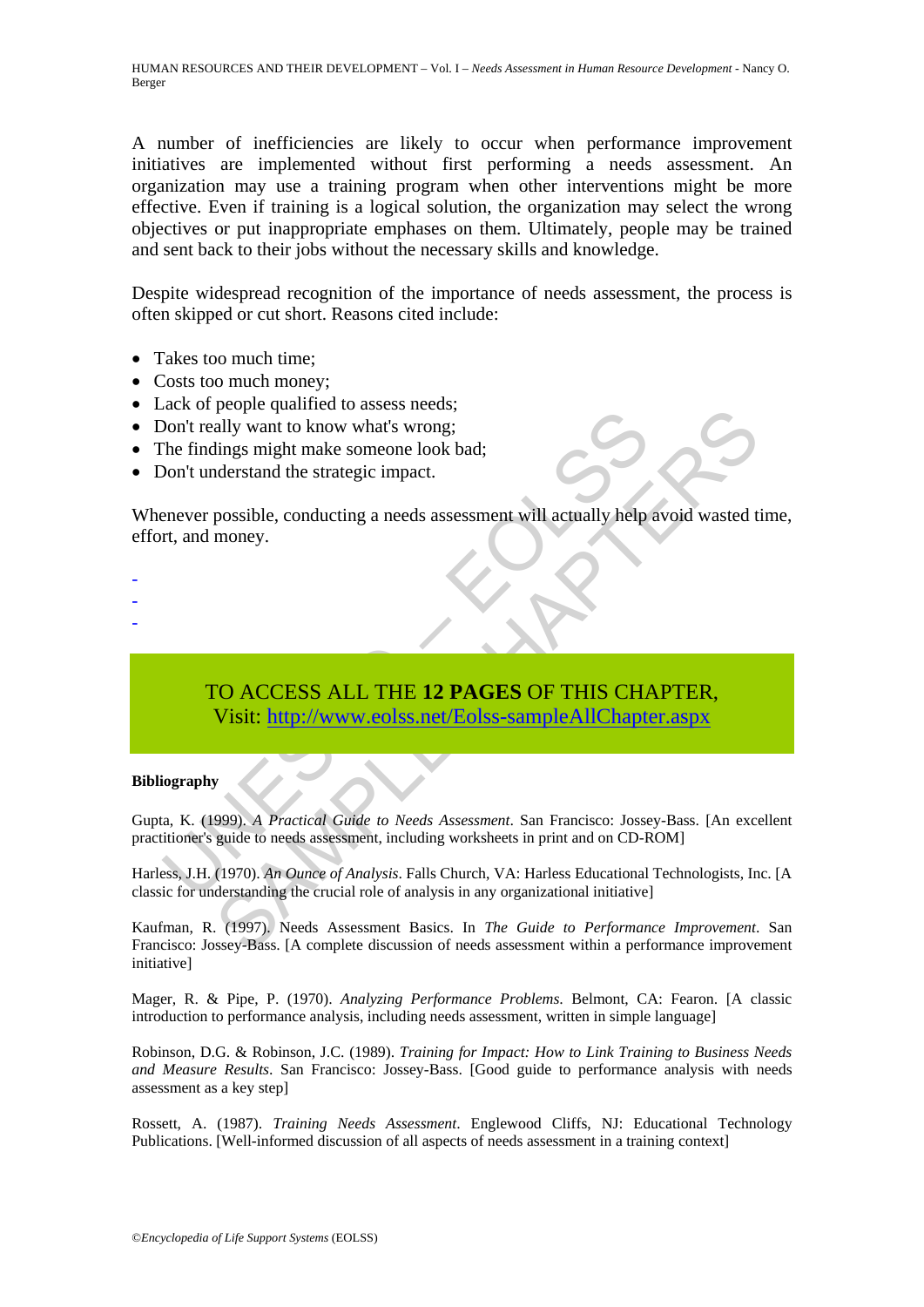A number of inefficiencies are likely to occur when performance improvement initiatives are implemented without first performing a needs assessment. An organization may use a training program when other interventions might be more effective. Even if training is a logical solution, the organization may select the wrong objectives or put inappropriate emphases on them. Ultimately, people may be trained and sent back to their jobs without the necessary skills and knowledge.

Despite widespread recognition of the importance of needs assessment, the process is often skipped or cut short. Reasons cited include:

- Takes too much time;
- Costs too much money;
- Lack of people qualified to assess needs;
- Don't really want to know what's wrong;
- The findings might make someone look bad;
- Don't understand the strategic impact.

Whenever possible, conducting a needs assessment will actually help avoid wasted time, effort, and money.

-
-
-

TO ACCESS ALL THE **12 PAGES** OF THIS CHAPTER,
Visit: http://www.eolss.net/Eolss-sampleAllChapter.aspx

**Bibliography**

Gupta, K. (1999). *A Practical Guide to Needs Assessment*. San Francisco: Jossey-Bass. [An excellent practitioner's guide to needs assessment, including worksheets in print and on CD-ROM]

Harless, J.H. (1970). *An Ounce of Analysis*. Falls Church, VA: Harless Educational Technologists, Inc. [A classic for understanding the crucial role of analysis in any organizational initiative]

Kaufman, R. (1997). Needs Assessment Basics. In *The Guide to Performance Improvement*. San Francisco: Jossey-Bass. [A complete discussion of needs assessment within a performance improvement initiative]

Mager, R. & Pipe, P. (1970). *Analyzing Performance Problems*. Belmont, CA: Fearon. [A classic introduction to performance analysis, including needs assessment, written in simple language]

Robinson, D.G. & Robinson, J.C. (1989). *Training for Impact: How to Link Training to Business Needs and Measure Results*. San Francisco: Jossey-Bass. [Good guide to performance analysis with needs assessment as a key step]

Rossett, A. (1987). *Training Needs Assessment*. Englewood Cliffs, NJ: Educational Technology Publications. [Well-informed discussion of all aspects of needs assessment in a training context]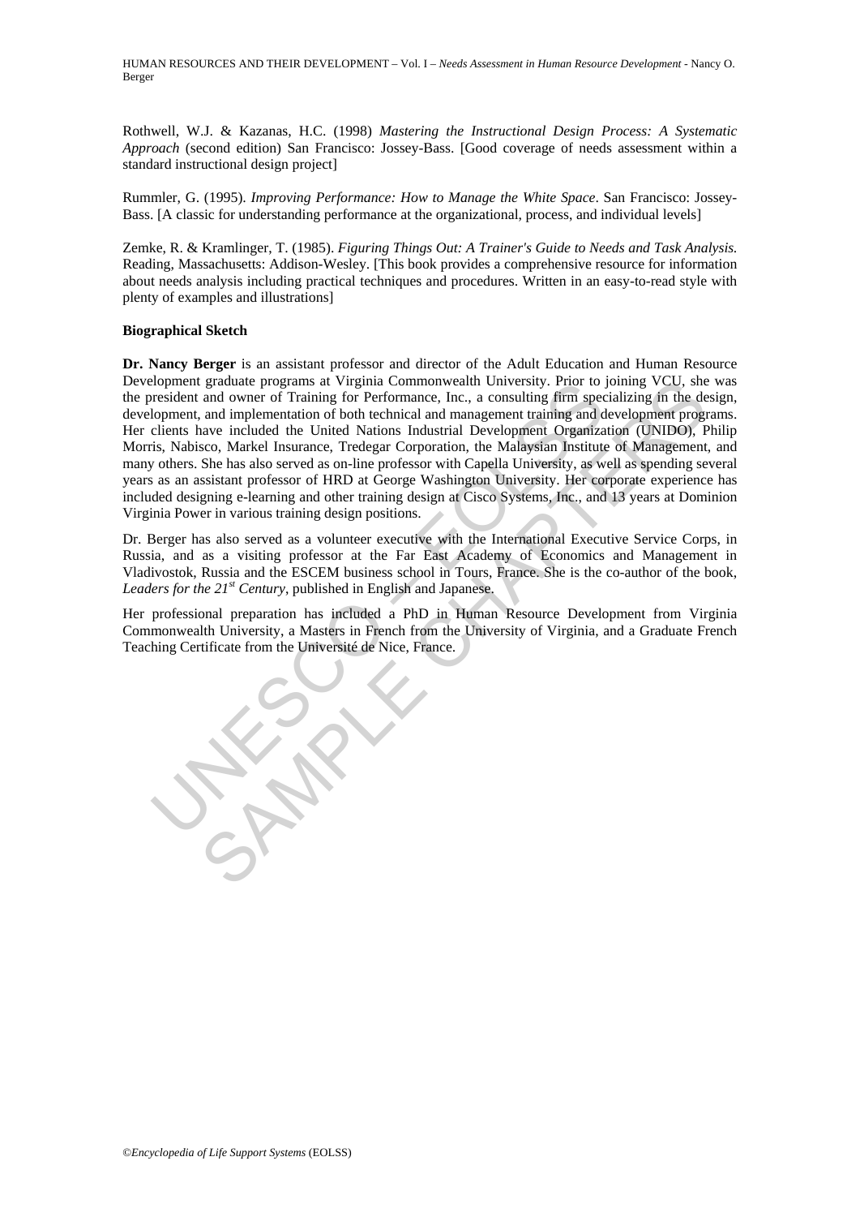Rothwell, W.J. & Kazanas, H.C. (1998) *Mastering the Instructional Design Process: A Systematic Approach* (second edition) San Francisco: Jossey-Bass. [Good coverage of needs assessment within a standard instructional design project]

Rummler, G. (1995). *Improving Performance: How to Manage the White Space*. San Francisco: Jossey-Bass. [A classic for understanding performance at the organizational, process, and individual levels]

Zemke, R. & Kramlinger, T. (1985). *Figuring Things Out: A Trainer's Guide to Needs and Task Analysis.* Reading, Massachusetts: Addison-Wesley. [This book provides a comprehensive resource for information about needs analysis including practical techniques and procedures. Written in an easy-to-read style with plenty of examples and illustrations]

**Biographical Sketch**

**Dr. Nancy Berger** is an assistant professor and director of the Adult Education and Human Resource Development graduate programs at Virginia Commonwealth University. Prior to joining VCU, she was the president and owner of Training for Performance, Inc., a consulting firm specializing in the design, development, and implementation of both technical and management training and development programs. Her clients have included the United Nations Industrial Development Organization (UNIDO), Philip Morris, Nabisco, Markel Insurance, Tredegar Corporation, the Malaysian Institute of Management, and many others. She has also served as on-line professor with Capella University, as well as spending several years as an assistant professor of HRD at George Washington University. Her corporate experience has included designing e-learning and other training design at Cisco Systems, Inc., and 13 years at Dominion Virginia Power in various training design positions.

Dr. Berger has also served as a volunteer executive with the International Executive Service Corps, in Russia, and as a visiting professor at the Far East Academy of Economics and Management in Vladivostok, Russia and the ESCEM business school in Tours, France. She is the co-author of the book, *Leaders for the 21st Century*, published in English and Japanese.

Her professional preparation has included a PhD in Human Resource Development from Virginia Commonwealth University, a Masters in French from the University of Virginia, and a Graduate French Teaching Certificate from the Université de Nice, France.